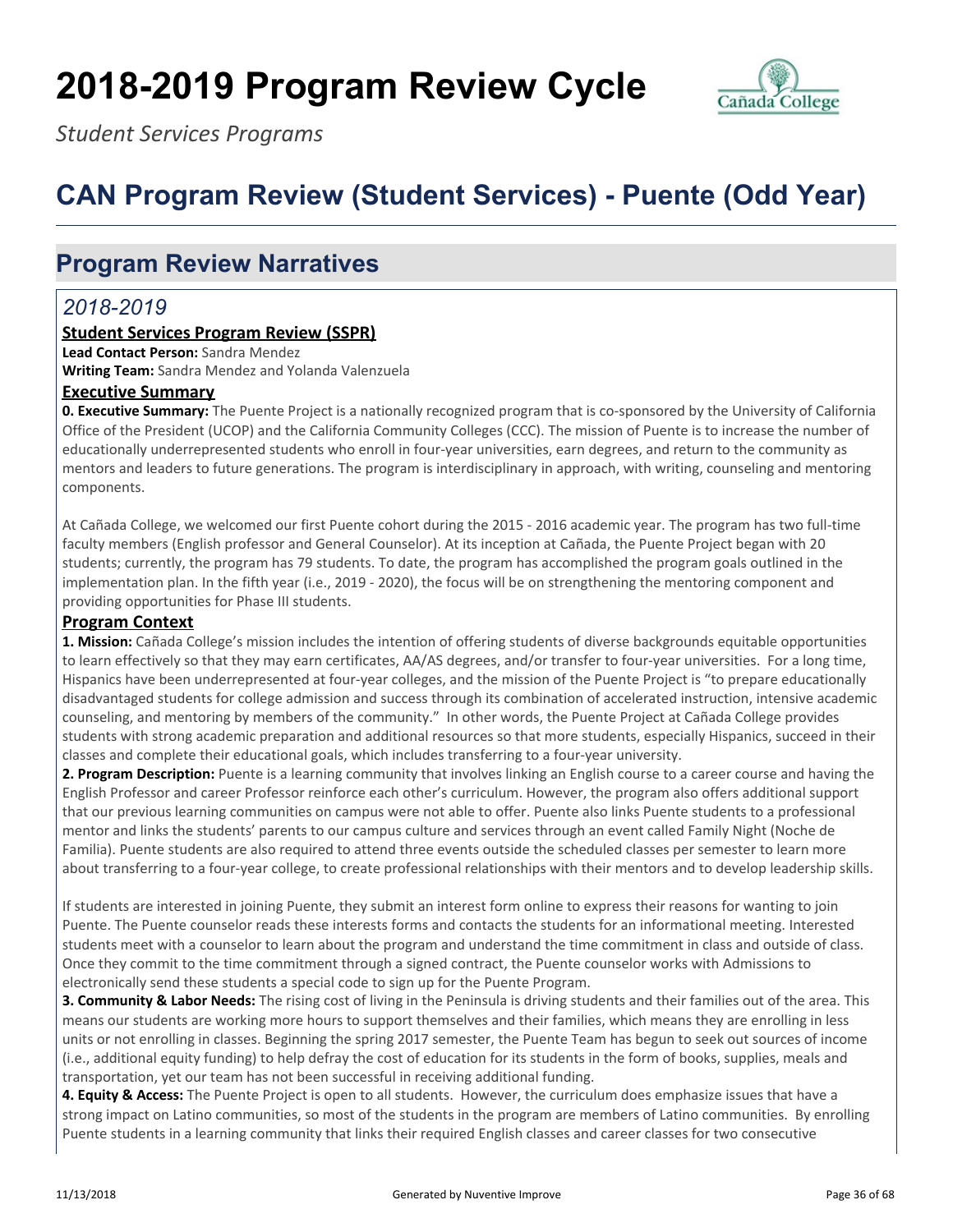# 2018-2019 Program Review Cycle

*Student Services Programs*

# CAN Program Review (Student Services) - Puente (Odd Year)

## Program Review Narratives

### *2018-2019*

**Student Services Program Review (SSPR)**

**Lead Contact Person:** Sandra Mendez

**Writing Team:** Sandra Mendez and Yolanda Valenzuela

**Executive Summary**

**0. Executive Summary:** The Puente Project is a nationally recognized program that is co-sponsored by the University of California Office of the President (UCOP) and the California Community Colleges (CCC). The mission of Puente is to increase the number of educationally underrepresented students who enroll in four-year universities, earn degrees, and return to the community as mentors and leaders to future generations. The program is interdisciplinary in approach, with writing, counseling and mentoring components.

At Cañada College, we welcomed our first Puente cohort during the 2015 - 2016 academic year. The program has two full-time faculty members (English professor and General Counselor). At its inception at Cañada, the Puente Project began with 20 students; currently, the program has 79 students. To date, the program has accomplished the program goals outlined in the implementation plan. In the fifth year (i.e., 2019 - 2020), the focus will be on strengthening the mentoring component and providing opportunities for Phase III students.

**Program Context**

**1. Mission:** Cañada College's mission includes the intention of offering students of diverse backgrounds equitable opportunities to learn effectively so that they may earn certificates, AA/AS degrees, and/or transfer to four-year universities. For a long time, Hispanics have been underrepresented at four-year colleges, and the mission of the Puente Project is "to prepare educationally disadvantaged students for college admission and success through its combination of accelerated instruction, intensive academic counseling, and mentoring by members of the community." In other words, the Puente Project at Cañada College provides students with strong academic preparation and additional resources so that more students, especially Hispanics, succeed in their classes and complete their educational goals, which includes transferring to a four-year university.

**2. Program Description:** Puente is a learning community that involves linking an English course to a career course and having the English Professor and career Professor reinforce each other's curriculum. However, the program also offers additional support that our previous learning communities on campus were not able to offer. Puente also links Puente students to a professional mentor and links the students' parents to our campus culture and services through an event called Family Night (Noche de Familia). Puente students are also required to attend three events outside the scheduled classes per semester to learn more about transferring to a four-year college, to create professional relationships with their mentors and to develop leadership skills.

If students are interested in joining Puente, they submit an interest form online to express their reasons for wanting to join Puente. The Puente counselor reads these interests forms and contacts the students for an informational meeting. Interested students meet with a counselor to learn about the program and understand the time commitment in class and outside of class. Once they commit to the time commitment through a signed contract, the Puente counselor works with Admissions to electronically send these students a special code to sign up for the Puente Program.

**3. Community & Labor Needs:** The rising cost of living in the Peninsula is driving students and their families out of the area. This means our students are working more hours to support themselves and their families, which means they are enrolling in less units or not enrolling in classes. Beginning the spring 2017 semester, the Puente Team has begun to seek out sources of income (i.e., additional equity funding) to help defray the cost of education for its students in the form of books, supplies, meals and transportation, yet our team has not been successful in receiving additional funding.

**4. Equity & Access:** The Puente Project is open to all students. However, the curriculum does emphasize issues that have a strong impact on Latino communities, so most of the students in the program are members of Latino communities. By enrolling Puente students in a learning community that links their required English classes and career classes for two consecutive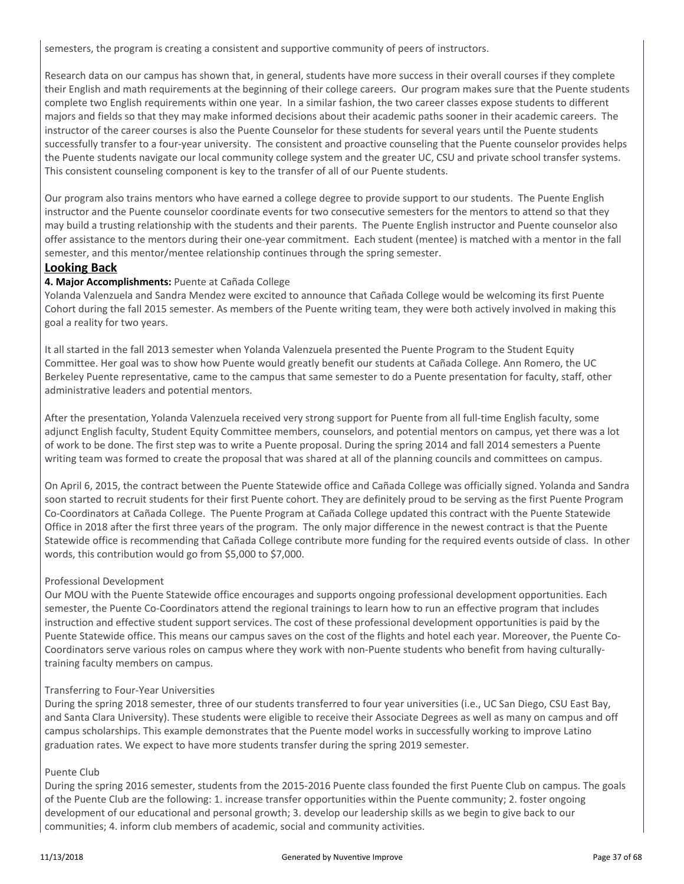semesters, the program is creating a consistent and supportive community of peers of instructors.

Research data on our campus has shown that, in general, students have more success in their overall courses if they complete their English and math requirements at the beginning of their college careers. Our program makes sure that the Puente students complete two English requirements within one year. In a similar fashion, the two career classes expose students to different majors and fields so that they may make informed decisions about their academic paths sooner in their academic careers. The instructor of the career courses is also the Puente Counselor for these students for several years until the Puente students successfully transfer to a four-year university. The consistent and proactive counseling that the Puente counselor provides helps the Puente students navigate our local community college system and the greater UC, CSU and private school transfer systems. This consistent counseling component is key to the transfer of all of our Puente students.

Our program also trains mentors who have earned a college degree to provide support to our students. The Puente English instructor and the Puente counselor coordinate events for two consecutive semesters for the mentors to attend so that they may build a trusting relationship with the students and their parents. The Puente English instructor and Puente counselor also offer assistance to the mentors during their one-year commitment. Each student (mentee) is matched with a mentor in the fall semester, and this mentor/mentee relationship continues through the spring semester.

## Looking Back

**4. Major Accomplishments:** Puente at Cañada College

Yolanda Valenzuela and Sandra Mendez were excited to announce that Cañada College would be welcoming its first Puente Cohort during the fall 2015 semester. As members of the Puente writing team, they were both actively involved in making this goal a reality for two years.

It all started in the fall 2013 semester when Yolanda Valenzuela presented the Puente Program to the Student Equity Committee. Her goal was to show how Puente would greatly benefit our students at Cañada College. Ann Romero, the UC Berkeley Puente representative, came to the campus that same semester to do a Puente presentation for faculty, staff, other administrative leaders and potential mentors.

After the presentation, Yolanda Valenzuela received very strong support for Puente from all full-time English faculty, some adjunct English faculty, Student Equity Committee members, counselors, and potential mentors on campus, yet there was a lot of work to be done. The first step was to write a Puente proposal. During the spring 2014 and fall 2014 semesters a Puente writing team was formed to create the proposal that was shared at all of the planning councils and committees on campus.

On April 6, 2015, the contract between the Puente Statewide office and Cañada College was officially signed. Yolanda and Sandra soon started to recruit students for their first Puente cohort. They are definitely proud to be serving as the first Puente Program Co-Coordinators at Cañada College. The Puente Program at Cañada College updated this contract with the Puente Statewide Office in 2018 after the first three years of the program. The only major difference in the newest contract is that the Puente Statewide office is recommending that Cañada College contribute more funding for the required events outside of class. In other words, this contribution would go from $5,000 to $7,000.

Professional Development

Our MOU with the Puente Statewide office encourages and supports ongoing professional development opportunities. Each semester, the Puente Co-Coordinators attend the regional trainings to learn how to run an effective program that includes instruction and effective student support services. The cost of these professional development opportunities is paid by the Puente Statewide office. This means our campus saves on the cost of the flights and hotel each year. Moreover, the Puente Co-Coordinators serve various roles on campus where they work with non-Puente students who benefit from having culturally-training faculty members on campus.

Transferring to Four-Year Universities

During the spring 2018 semester, three of our students transferred to four year universities (i.e., UC San Diego, CSU East Bay, and Santa Clara University). These students were eligible to receive their Associate Degrees as well as many on campus and off campus scholarships. This example demonstrates that the Puente model works in successfully working to improve Latino graduation rates. We expect to have more students transfer during the spring 2019 semester.

Puente Club

During the spring 2016 semester, students from the 2015-2016 Puente class founded the first Puente Club on campus. The goals of the Puente Club are the following: 1. increase transfer opportunities within the Puente community; 2. foster ongoing development of our educational and personal growth; 3. develop our leadership skills as we begin to give back to our communities; 4. inform club members of academic, social and community activities.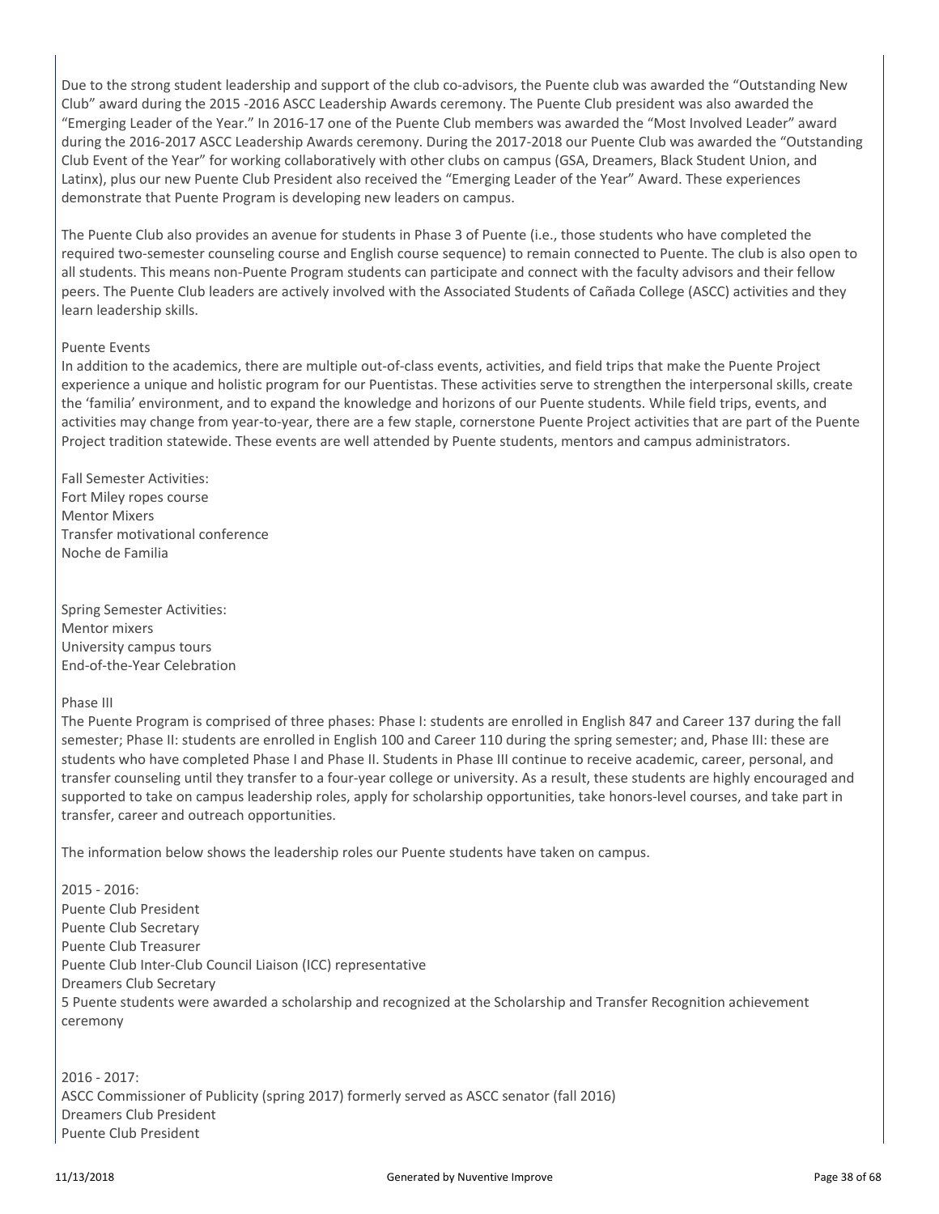Due to the strong student leadership and support of the club co-advisors, the Puente club was awarded the "Outstanding New Club" award during the 2015 -2016 ASCC Leadership Awards ceremony. The Puente Club president was also awarded the "Emerging Leader of the Year." In 2016-17 one of the Puente Club members was awarded the "Most Involved Leader" award during the 2016-2017 ASCC Leadership Awards ceremony. During the 2017-2018 our Puente Club was awarded the "Outstanding Club Event of the Year" for working collaboratively with other clubs on campus (GSA, Dreamers, Black Student Union, and Latinx), plus our new Puente Club President also received the "Emerging Leader of the Year" Award. These experiences demonstrate that Puente Program is developing new leaders on campus.

The Puente Club also provides an avenue for students in Phase 3 of Puente (i.e., those students who have completed the required two-semester counseling course and English course sequence) to remain connected to Puente. The club is also open to all students. This means non-Puente Program students can participate and connect with the faculty advisors and their fellow peers. The Puente Club leaders are actively involved with the Associated Students of Cañada College (ASCC) activities and they learn leadership skills.

Puente Events

In addition to the academics, there are multiple out-of-class events, activities, and field trips that make the Puente Project experience a unique and holistic program for our Puentistas. These activities serve to strengthen the interpersonal skills, create the 'familia' environment, and to expand the knowledge and horizons of our Puente students. While field trips, events, and activities may change from year-to-year, there are a few staple, cornerstone Puente Project activities that are part of the Puente Project tradition statewide. These events are well attended by Puente students, mentors and campus administrators.

Fall Semester Activities:
Fort Miley ropes course
Mentor Mixers
Transfer motivational conference
Noche de Familia

Spring Semester Activities:
Mentor mixers
University campus tours
End-of-the-Year Celebration

Phase III

The Puente Program is comprised of three phases: Phase I: students are enrolled in English 847 and Career 137 during the fall semester; Phase II: students are enrolled in English 100 and Career 110 during the spring semester; and, Phase III: these are students who have completed Phase I and Phase II. Students in Phase III continue to receive academic, career, personal, and transfer counseling until they transfer to a four-year college or university. As a result, these students are highly encouraged and supported to take on campus leadership roles, apply for scholarship opportunities, take honors-level courses, and take part in transfer, career and outreach opportunities.

The information below shows the leadership roles our Puente students have taken on campus.

2015 - 2016:
Puente Club President
Puente Club Secretary
Puente Club Treasurer
Puente Club Inter-Club Council Liaison (ICC) representative
Dreamers Club Secretary
5 Puente students were awarded a scholarship and recognized at the Scholarship and Transfer Recognition achievement ceremony

2016 - 2017:
ASCC Commissioner of Publicity (spring 2017) formerly served as ASCC senator (fall 2016)
Dreamers Club President
Puente Club President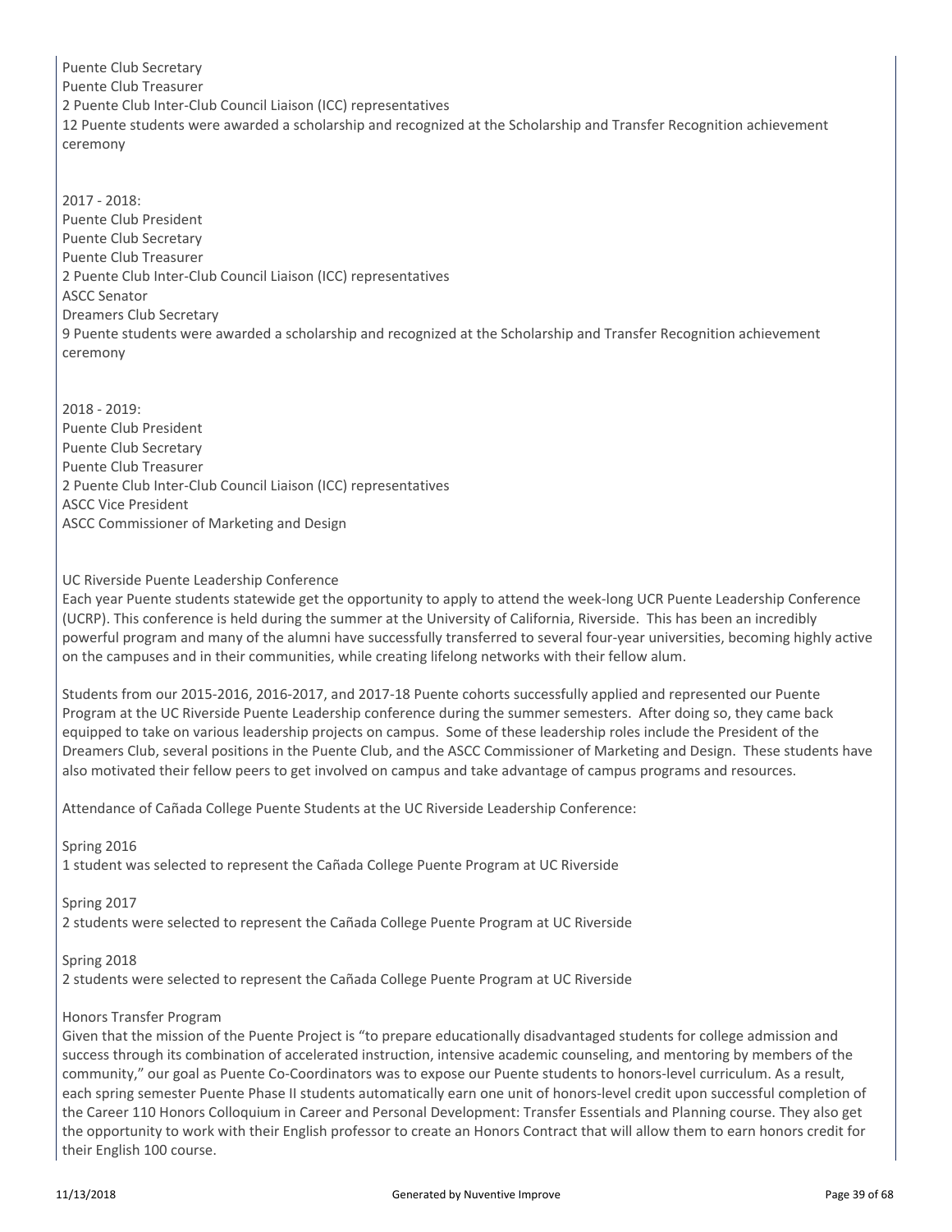Puente Club Secretary
Puente Club Treasurer
2 Puente Club Inter-Club Council Liaison (ICC) representatives
12 Puente students were awarded a scholarship and recognized at the Scholarship and Transfer Recognition achievement ceremony

2017 - 2018:
Puente Club President
Puente Club Secretary
Puente Club Treasurer
2 Puente Club Inter-Club Council Liaison (ICC) representatives
ASCC Senator
Dreamers Club Secretary
9 Puente students were awarded a scholarship and recognized at the Scholarship and Transfer Recognition achievement ceremony

2018 - 2019:
Puente Club President
Puente Club Secretary
Puente Club Treasurer
2 Puente Club Inter-Club Council Liaison (ICC) representatives
ASCC Vice President
ASCC Commissioner of Marketing and Design

UC Riverside Puente Leadership Conference
Each year Puente students statewide get the opportunity to apply to attend the week-long UCR Puente Leadership Conference (UCRP). This conference is held during the summer at the University of California, Riverside. This has been an incredibly powerful program and many of the alumni have successfully transferred to several four-year universities, becoming highly active on the campuses and in their communities, while creating lifelong networks with their fellow alum.

Students from our 2015-2016, 2016-2017, and 2017-18 Puente cohorts successfully applied and represented our Puente Program at the UC Riverside Puente Leadership conference during the summer semesters. After doing so, they came back equipped to take on various leadership projects on campus. Some of these leadership roles include the President of the Dreamers Club, several positions in the Puente Club, and the ASCC Commissioner of Marketing and Design. These students have also motivated their fellow peers to get involved on campus and take advantage of campus programs and resources.

Attendance of Cañada College Puente Students at the UC Riverside Leadership Conference:

Spring 2016
1 student was selected to represent the Cañada College Puente Program at UC Riverside

Spring 2017
2 students were selected to represent the Cañada College Puente Program at UC Riverside

Spring 2018
2 students were selected to represent the Cañada College Puente Program at UC Riverside

Honors Transfer Program
Given that the mission of the Puente Project is "to prepare educationally disadvantaged students for college admission and success through its combination of accelerated instruction, intensive academic counseling, and mentoring by members of the community," our goal as Puente Co-Coordinators was to expose our Puente students to honors-level curriculum. As a result, each spring semester Puente Phase II students automatically earn one unit of honors-level credit upon successful completion of the Career 110 Honors Colloquium in Career and Personal Development: Transfer Essentials and Planning course. They also get the opportunity to work with their English professor to create an Honors Contract that will allow them to earn honors credit for their English 100 course.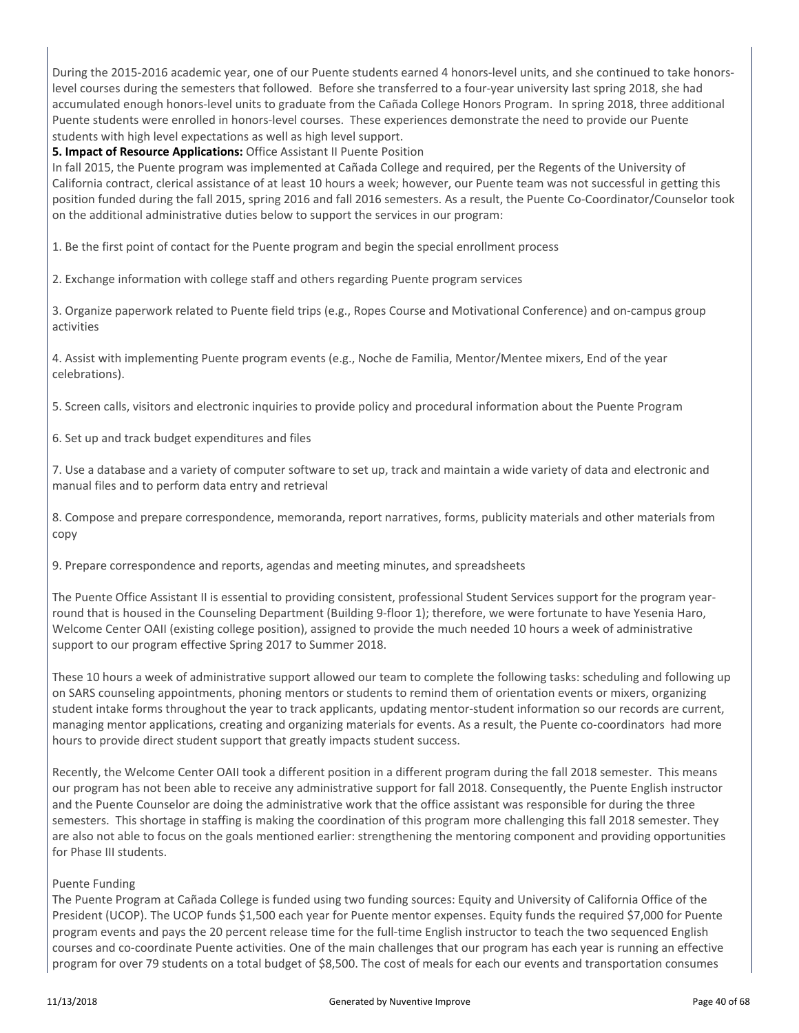During the 2015-2016 academic year, one of our Puente students earned 4 honors-level units, and she continued to take honors-level courses during the semesters that followed. Before she transferred to a four-year university last spring 2018, she had accumulated enough honors-level units to graduate from the Cañada College Honors Program. In spring 2018, three additional Puente students were enrolled in honors-level courses. These experiences demonstrate the need to provide our Puente students with high level expectations as well as high level support.

**5. Impact of Resource Applications:** Office Assistant II Puente Position

In fall 2015, the Puente program was implemented at Cañada College and required, per the Regents of the University of California contract, clerical assistance of at least 10 hours a week; however, our Puente team was not successful in getting this position funded during the fall 2015, spring 2016 and fall 2016 semesters. As a result, the Puente Co-Coordinator/Counselor took on the additional administrative duties below to support the services in our program:

1. Be the first point of contact for the Puente program and begin the special enrollment process

2. Exchange information with college staff and others regarding Puente program services

3. Organize paperwork related to Puente field trips (e.g., Ropes Course and Motivational Conference) and on-campus group activities

4. Assist with implementing Puente program events (e.g., Noche de Familia, Mentor/Mentee mixers, End of the year celebrations).

5. Screen calls, visitors and electronic inquiries to provide policy and procedural information about the Puente Program

6. Set up and track budget expenditures and files

7. Use a database and a variety of computer software to set up, track and maintain a wide variety of data and electronic and manual files and to perform data entry and retrieval

8. Compose and prepare correspondence, memoranda, report narratives, forms, publicity materials and other materials from copy

9. Prepare correspondence and reports, agendas and meeting minutes, and spreadsheets

The Puente Office Assistant II is essential to providing consistent, professional Student Services support for the program year-round that is housed in the Counseling Department (Building 9-floor 1); therefore, we were fortunate to have Yesenia Haro, Welcome Center OAII (existing college position), assigned to provide the much needed 10 hours a week of administrative support to our program effective Spring 2017 to Summer 2018.

These 10 hours a week of administrative support allowed our team to complete the following tasks: scheduling and following up on SARS counseling appointments, phoning mentors or students to remind them of orientation events or mixers, organizing student intake forms throughout the year to track applicants, updating mentor-student information so our records are current, managing mentor applications, creating and organizing materials for events. As a result, the Puente co-coordinators had more hours to provide direct student support that greatly impacts student success.

Recently, the Welcome Center OAII took a different position in a different program during the fall 2018 semester. This means our program has not been able to receive any administrative support for fall 2018. Consequently, the Puente English instructor and the Puente Counselor are doing the administrative work that the office assistant was responsible for during the three semesters. This shortage in staffing is making the coordination of this program more challenging this fall 2018 semester. They are also not able to focus on the goals mentioned earlier: strengthening the mentoring component and providing opportunities for Phase III students.

Puente Funding

The Puente Program at Cañada College is funded using two funding sources: Equity and University of California Office of the President (UCOP). The UCOP funds $1,500 each year for Puente mentor expenses. Equity funds the required $7,000 for Puente program events and pays the 20 percent release time for the full-time English instructor to teach the two sequenced English courses and co-coordinate Puente activities. One of the main challenges that our program has each year is running an effective program for over 79 students on a total budget of $8,500. The cost of meals for each our events and transportation consumes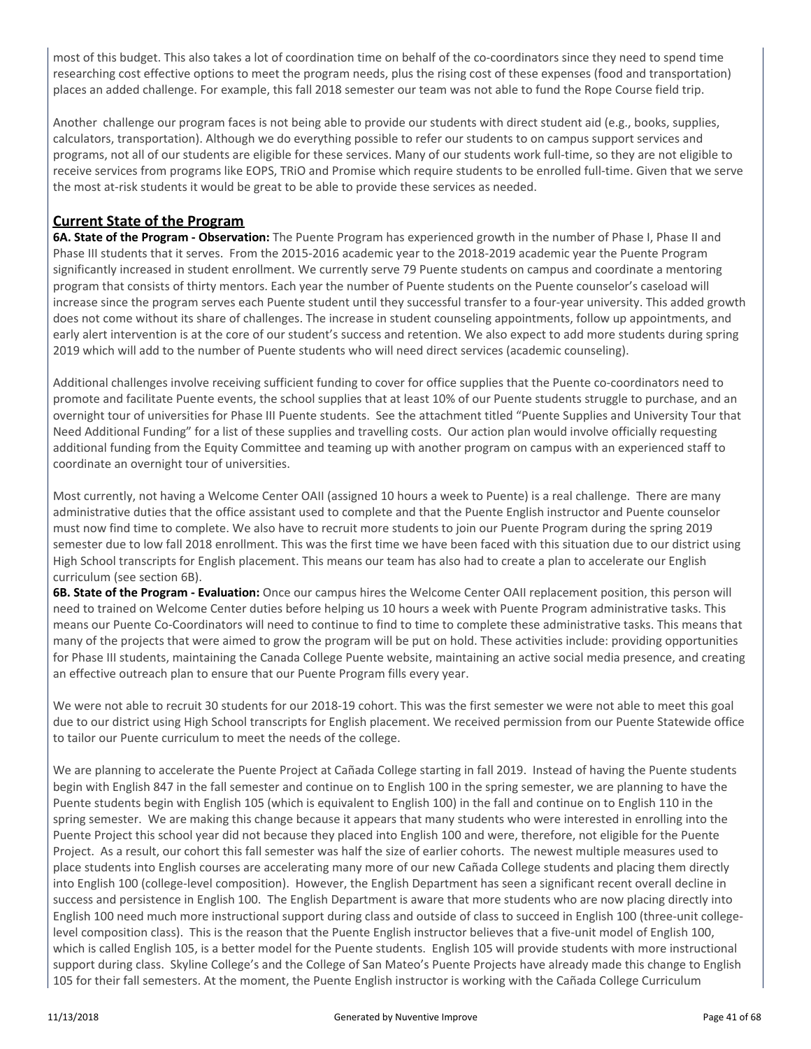most of this budget. This also takes a lot of coordination time on behalf of the co-coordinators since they need to spend time researching cost effective options to meet the program needs, plus the rising cost of these expenses (food and transportation) places an added challenge. For example, this fall 2018 semester our team was not able to fund the Rope Course field trip.

Another challenge our program faces is not being able to provide our students with direct student aid (e.g., books, supplies, calculators, transportation). Although we do everything possible to refer our students to on campus support services and programs, not all of our students are eligible for these services. Many of our students work full-time, so they are not eligible to receive services from programs like EOPS, TRiO and Promise which require students to be enrolled full-time. Given that we serve the most at-risk students it would be great to be able to provide these services as needed.

## Current State of the Program

**6A. State of the Program - Observation:** The Puente Program has experienced growth in the number of Phase I, Phase II and Phase III students that it serves. From the 2015-2016 academic year to the 2018-2019 academic year the Puente Program significantly increased in student enrollment. We currently serve 79 Puente students on campus and coordinate a mentoring program that consists of thirty mentors. Each year the number of Puente students on the Puente counselor's caseload will increase since the program serves each Puente student until they successful transfer to a four-year university. This added growth does not come without its share of challenges. The increase in student counseling appointments, follow up appointments, and early alert intervention is at the core of our student's success and retention. We also expect to add more students during spring 2019 which will add to the number of Puente students who will need direct services (academic counseling).

Additional challenges involve receiving sufficient funding to cover for office supplies that the Puente co-coordinators need to promote and facilitate Puente events, the school supplies that at least 10% of our Puente students struggle to purchase, and an overnight tour of universities for Phase III Puente students. See the attachment titled "Puente Supplies and University Tour that Need Additional Funding" for a list of these supplies and travelling costs. Our action plan would involve officially requesting additional funding from the Equity Committee and teaming up with another program on campus with an experienced staff to coordinate an overnight tour of universities.

Most currently, not having a Welcome Center OAII (assigned 10 hours a week to Puente) is a real challenge. There are many administrative duties that the office assistant used to complete and that the Puente English instructor and Puente counselor must now find time to complete. We also have to recruit more students to join our Puente Program during the spring 2019 semester due to low fall 2018 enrollment. This was the first time we have been faced with this situation due to our district using High School transcripts for English placement. This means our team has also had to create a plan to accelerate our English curriculum (see section 6B).

**6B. State of the Program - Evaluation:** Once our campus hires the Welcome Center OAII replacement position, this person will need to trained on Welcome Center duties before helping us 10 hours a week with Puente Program administrative tasks. This means our Puente Co-Coordinators will need to continue to find to time to complete these administrative tasks. This means that many of the projects that were aimed to grow the program will be put on hold. These activities include: providing opportunities for Phase III students, maintaining the Canada College Puente website, maintaining an active social media presence, and creating an effective outreach plan to ensure that our Puente Program fills every year.

We were not able to recruit 30 students for our 2018-19 cohort. This was the first semester we were not able to meet this goal due to our district using High School transcripts for English placement. We received permission from our Puente Statewide office to tailor our Puente curriculum to meet the needs of the college.

We are planning to accelerate the Puente Project at Cañada College starting in fall 2019. Instead of having the Puente students begin with English 847 in the fall semester and continue on to English 100 in the spring semester, we are planning to have the Puente students begin with English 105 (which is equivalent to English 100) in the fall and continue on to English 110 in the spring semester. We are making this change because it appears that many students who were interested in enrolling into the Puente Project this school year did not because they placed into English 100 and were, therefore, not eligible for the Puente Project. As a result, our cohort this fall semester was half the size of earlier cohorts. The newest multiple measures used to place students into English courses are accelerating many more of our new Cañada College students and placing them directly into English 100 (college-level composition). However, the English Department has seen a significant recent overall decline in success and persistence in English 100. The English Department is aware that more students who are now placing directly into English 100 need much more instructional support during class and outside of class to succeed in English 100 (three-unit college-level composition class). This is the reason that the Puente English instructor believes that a five-unit model of English 100, which is called English 105, is a better model for the Puente students. English 105 will provide students with more instructional support during class. Skyline College's and the College of San Mateo's Puente Projects have already made this change to English 105 for their fall semesters. At the moment, the Puente English instructor is working with the Cañada College Curriculum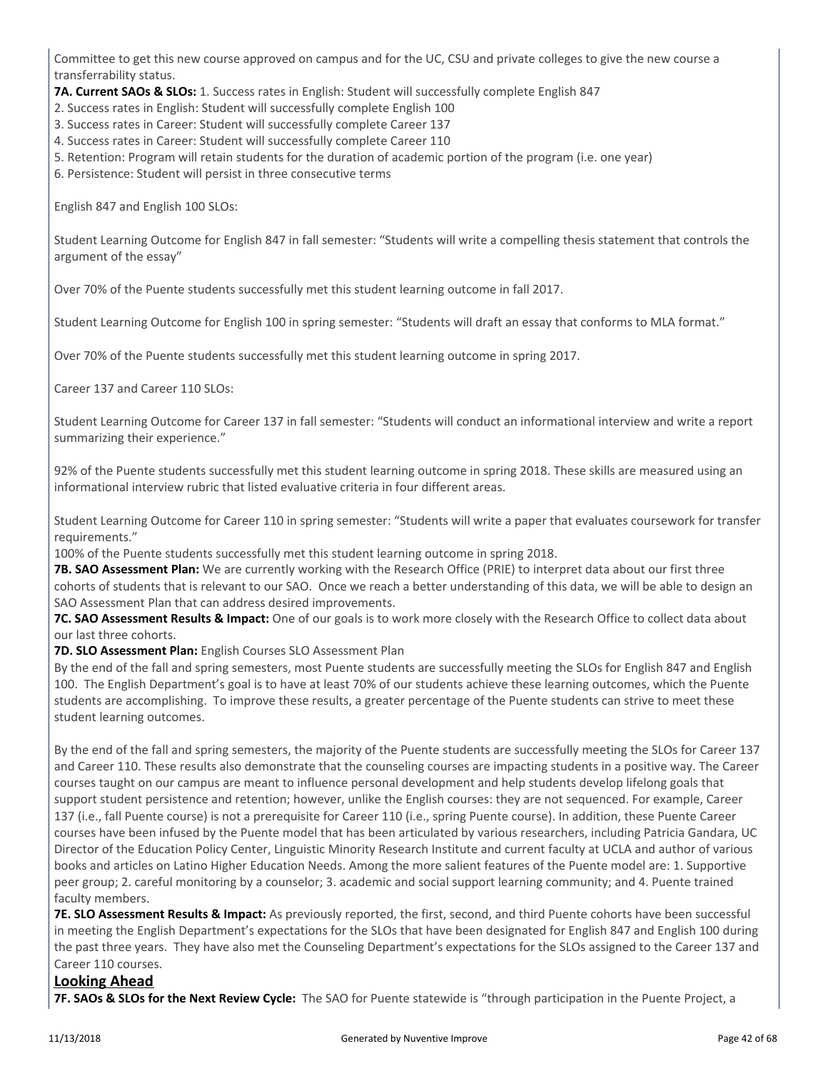Committee to get this new course approved on campus and for the UC, CSU and private colleges to give the new course a transferrability status.

**7A. Current SAOs & SLOs:** 1. Success rates in English: Student will successfully complete English 847
2. Success rates in English: Student will successfully complete English 100
3. Success rates in Career: Student will successfully complete Career 137
4. Success rates in Career: Student will successfully complete Career 110
5. Retention: Program will retain students for the duration of academic portion of the program (i.e. one year)
6. Persistence: Student will persist in three consecutive terms

English 847 and English 100 SLOs:

Student Learning Outcome for English 847 in fall semester: "Students will write a compelling thesis statement that controls the argument of the essay"

Over 70% of the Puente students successfully met this student learning outcome in fall 2017.

Student Learning Outcome for English 100 in spring semester: "Students will draft an essay that conforms to MLA format."

Over 70% of the Puente students successfully met this student learning outcome in spring 2017.

Career 137 and Career 110 SLOs:

Student Learning Outcome for Career 137 in fall semester: "Students will conduct an informational interview and write a report summarizing their experience."

92% of the Puente students successfully met this student learning outcome in spring 2018. These skills are measured using an informational interview rubric that listed evaluative criteria in four different areas.

Student Learning Outcome for Career 110 in spring semester: "Students will write a paper that evaluates coursework for transfer requirements."
100% of the Puente students successfully met this student learning outcome in spring 2018.

**7B. SAO Assessment Plan:** We are currently working with the Research Office (PRIE) to interpret data about our first three cohorts of students that is relevant to our SAO. Once we reach a better understanding of this data, we will be able to design an SAO Assessment Plan that can address desired improvements.

**7C. SAO Assessment Results & Impact:** One of our goals is to work more closely with the Research Office to collect data about our last three cohorts.

**7D. SLO Assessment Plan:** English Courses SLO Assessment Plan
By the end of the fall and spring semesters, most Puente students are successfully meeting the SLOs for English 847 and English 100. The English Department's goal is to have at least 70% of our students achieve these learning outcomes, which the Puente students are accomplishing. To improve these results, a greater percentage of the Puente students can strive to meet these student learning outcomes.

By the end of the fall and spring semesters, the majority of the Puente students are successfully meeting the SLOs for Career 137 and Career 110. These results also demonstrate that the counseling courses are impacting students in a positive way. The Career courses taught on our campus are meant to influence personal development and help students develop lifelong goals that support student persistence and retention; however, unlike the English courses: they are not sequenced. For example, Career 137 (i.e., fall Puente course) is not a prerequisite for Career 110 (i.e., spring Puente course). In addition, these Puente Career courses have been infused by the Puente model that has been articulated by various researchers, including Patricia Gandara, UC Director of the Education Policy Center, Linguistic Minority Research Institute and current faculty at UCLA and author of various books and articles on Latino Higher Education Needs. Among the more salient features of the Puente model are: 1. Supportive peer group; 2. careful monitoring by a counselor; 3. academic and social support learning community; and 4. Puente trained faculty members.

**7E. SLO Assessment Results & Impact:** As previously reported, the first, second, and third Puente cohorts have been successful in meeting the English Department's expectations for the SLOs that have been designated for English 847 and English 100 during the past three years. They have also met the Counseling Department's expectations for the SLOs assigned to the Career 137 and Career 110 courses.

## Looking Ahead

**7F. SAOs & SLOs for the Next Review Cycle:** The SAO for Puente statewide is "through participation in the Puente Project, a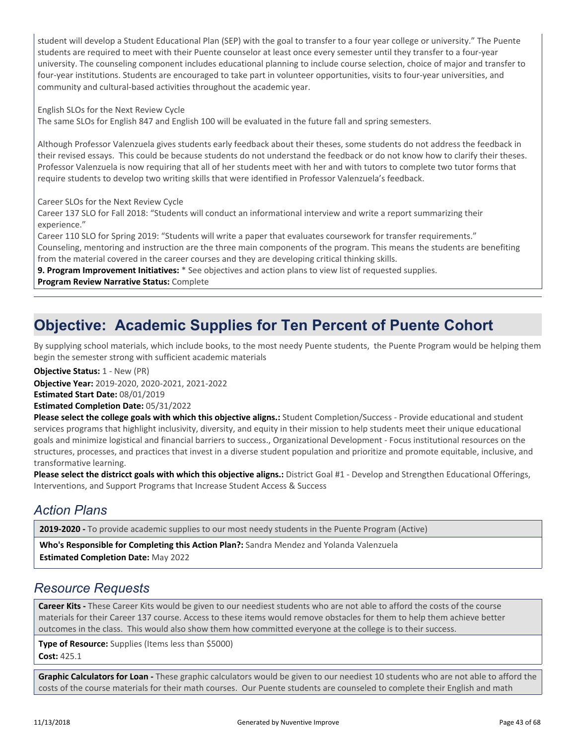student will develop a Student Educational Plan (SEP) with the goal to transfer to a four year college or university." The Puente students are required to meet with their Puente counselor at least once every semester until they transfer to a four-year university. The counseling component includes educational planning to include course selection, choice of major and transfer to four-year institutions. Students are encouraged to take part in volunteer opportunities, visits to four-year universities, and community and cultural-based activities throughout the academic year.

English SLOs for the Next Review Cycle
The same SLOs for English 847 and English 100 will be evaluated in the future fall and spring semesters.

Although Professor Valenzuela gives students early feedback about their theses, some students do not address the feedback in their revised essays. This could be because students do not understand the feedback or do not know how to clarify their theses. Professor Valenzuela is now requiring that all of her students meet with her and with tutors to complete two tutor forms that require students to develop two writing skills that were identified in Professor Valenzuela's feedback.

Career SLOs for the Next Review Cycle
Career 137 SLO for Fall 2018: "Students will conduct an informational interview and write a report summarizing their experience."
Career 110 SLO for Spring 2019: "Students will write a paper that evaluates coursework for transfer requirements."
Counseling, mentoring and instruction are the three main components of the program. This means the students are benefiting from the material covered in the career courses and they are developing critical thinking skills.
**9. Program Improvement Initiatives:** * See objectives and action plans to view list of requested supplies.
**Program Review Narrative Status:** Complete

# Objective: Academic Supplies for Ten Percent of Puente Cohort

By supplying school materials, which include books, to the most needy Puente students, the Puente Program would be helping them begin the semester strong with sufficient academic materials

**Objective Status:** 1 - New (PR)
**Objective Year:** 2019-2020, 2020-2021, 2021-2022
**Estimated Start Date:** 08/01/2019
**Estimated Completion Date:** 05/31/2022
**Please select the college goals with which this objective aligns.:** Student Completion/Success - Provide educational and student services programs that highlight inclusivity, diversity, and equity in their mission to help students meet their unique educational goals and minimize logistical and financial barriers to success., Organizational Development - Focus institutional resources on the structures, processes, and practices that invest in a diverse student population and prioritize and promote equitable, inclusive, and transformative learning.
**Please select the districct goals with which this objective aligns.:** District Goal #1 - Develop and Strengthen Educational Offerings, Interventions, and Support Programs that Increase Student Access & Success

## *Action Plans*

**2019-2020 -** To provide academic supplies to our most needy students in the Puente Program (Active)

**Who's Responsible for Completing this Action Plan?:** Sandra Mendez and Yolanda Valenzuela
**Estimated Completion Date:** May 2022

## *Resource Requests*

**Career Kits -** These Career Kits would be given to our neediest students who are not able to afford the costs of the course materials for their Career 137 course. Access to these items would remove obstacles for them to help them achieve better outcomes in the class. This would also show them how committed everyone at the college is to their success.

**Type of Resource:** Supplies (Items less than $5000)
**Cost:** 425.1

**Graphic Calculators for Loan -** These graphic calculators would be given to our neediest 10 students who are not able to afford the costs of the course materials for their math courses. Our Puente students are counseled to complete their English and math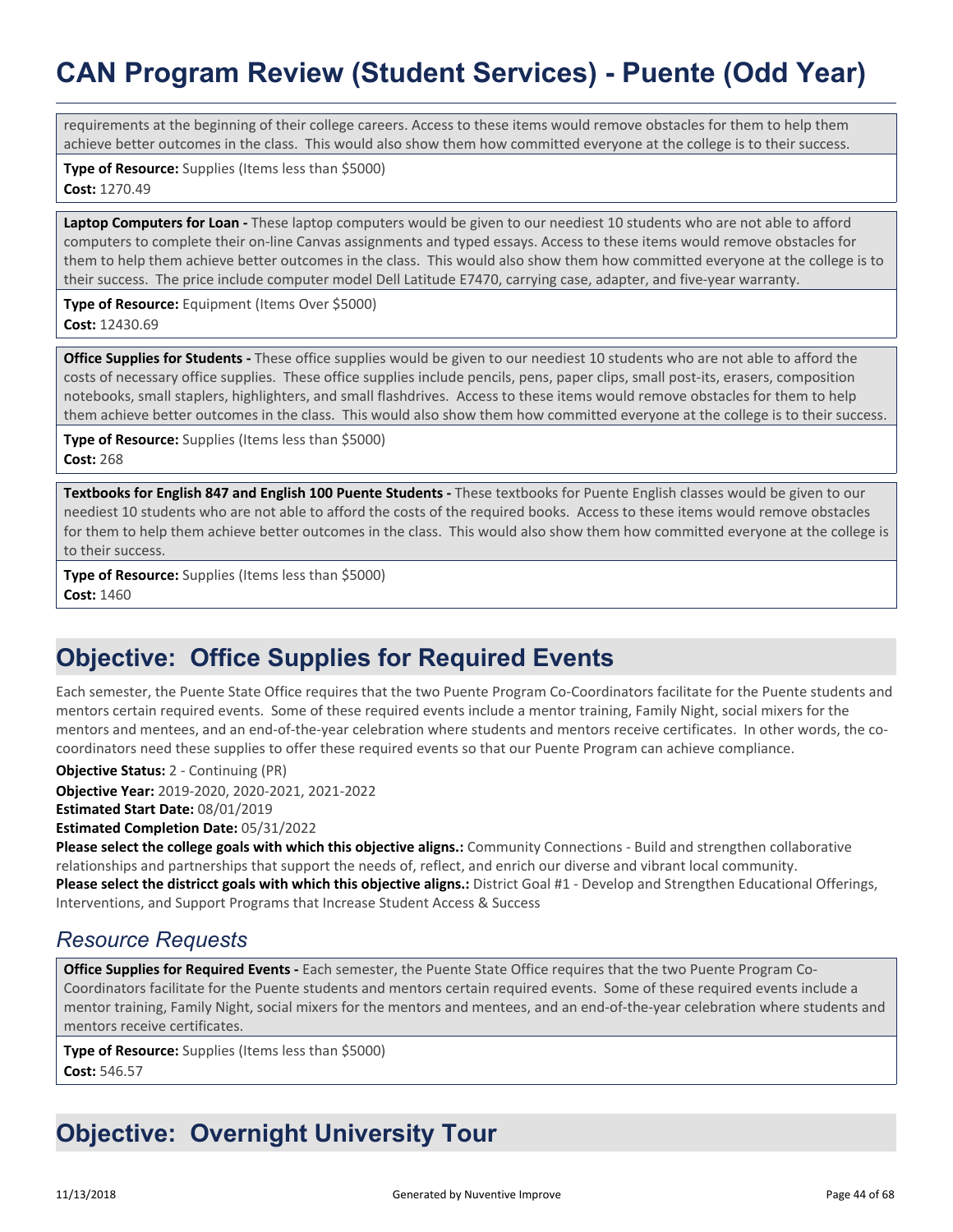requirements at the beginning of their college careers. Access to these items would remove obstacles for them to help them achieve better outcomes in the class. This would also show them how committed everyone at the college is to their success.

**Type of Resource:** Supplies (Items less than $5000)
**Cost:** 1270.49

**Laptop Computers for Loan -** These laptop computers would be given to our neediest 10 students who are not able to afford computers to complete their on-line Canvas assignments and typed essays. Access to these items would remove obstacles for them to help them achieve better outcomes in the class. This would also show them how committed everyone at the college is to their success. The price include computer model Dell Latitude E7470, carrying case, adapter, and five-year warranty.

**Type of Resource:** Equipment (Items Over $5000)
**Cost:** 12430.69

**Office Supplies for Students -** These office supplies would be given to our neediest 10 students who are not able to afford the costs of necessary office supplies. These office supplies include pencils, pens, paper clips, small post-its, erasers, composition notebooks, small staplers, highlighters, and small flashdrives. Access to these items would remove obstacles for them to help them achieve better outcomes in the class. This would also show them how committed everyone at the college is to their success.

**Type of Resource:** Supplies (Items less than $5000)
**Cost:** 268

**Textbooks for English 847 and English 100 Puente Students -** These textbooks for Puente English classes would be given to our neediest 10 students who are not able to afford the costs of the required books. Access to these items would remove obstacles for them to help them achieve better outcomes in the class. This would also show them how committed everyone at the college is to their success.

**Type of Resource:** Supplies (Items less than $5000)
**Cost:** 1460

## Objective: Office Supplies for Required Events

Each semester, the Puente State Office requires that the two Puente Program Co-Coordinators facilitate for the Puente students and mentors certain required events. Some of these required events include a mentor training, Family Night, social mixers for the mentors and mentees, and an end-of-the-year celebration where students and mentors receive certificates. In other words, the co-coordinators need these supplies to offer these required events so that our Puente Program can achieve compliance.

**Objective Status:** 2 - Continuing (PR)
**Objective Year:** 2019-2020, 2020-2021, 2021-2022
**Estimated Start Date:** 08/01/2019
**Estimated Completion Date:** 05/31/2022
**Please select the college goals with which this objective aligns.:** Community Connections - Build and strengthen collaborative relationships and partnerships that support the needs of, reflect, and enrich our diverse and vibrant local community.
**Please select the districct goals with which this objective aligns.:** District Goal #1 - Develop and Strengthen Educational Offerings, Interventions, and Support Programs that Increase Student Access & Success

### *Resource Requests*

**Office Supplies for Required Events -** Each semester, the Puente State Office requires that the two Puente Program Co-Coordinators facilitate for the Puente students and mentors certain required events. Some of these required events include a mentor training, Family Night, social mixers for the mentors and mentees, and an end-of-the-year celebration where students and mentors receive certificates.

**Type of Resource:** Supplies (Items less than $5000)
**Cost:** 546.57

## Objective: Overnight University Tour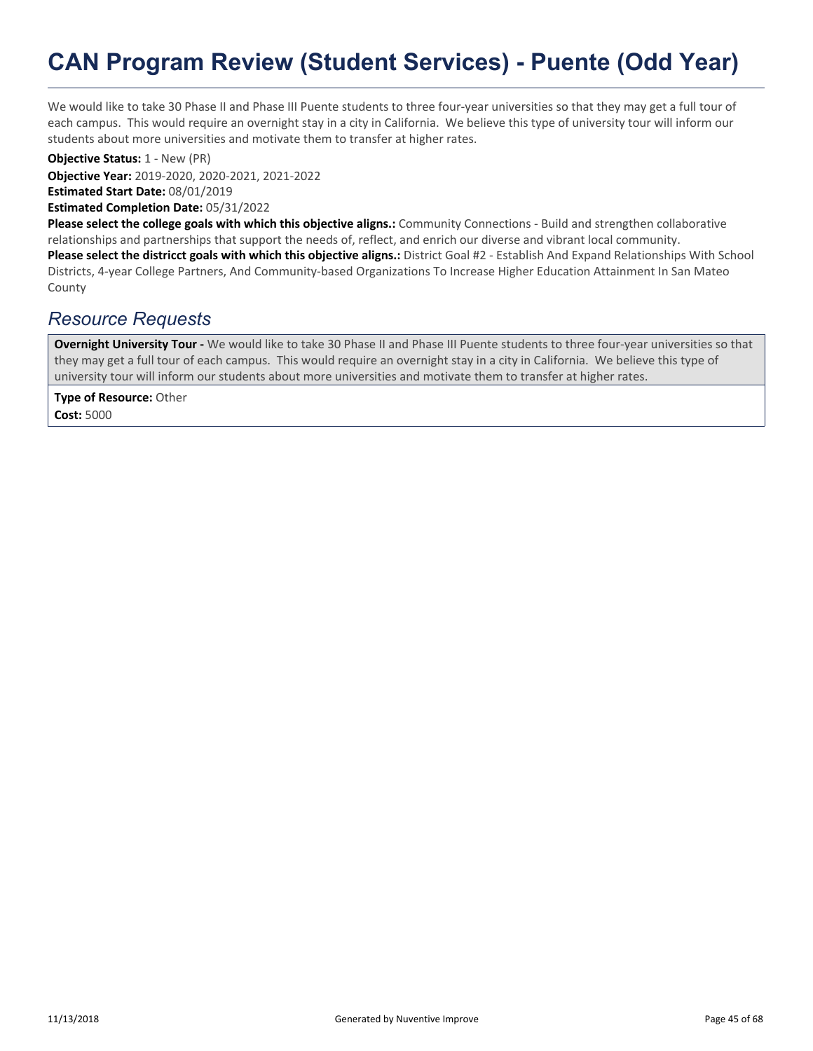# CAN Program Review (Student Services) - Puente (Odd Year)

We would like to take 30 Phase II and Phase III Puente students to three four-year universities so that they may get a full tour of each campus. This would require an overnight stay in a city in California. We believe this type of university tour will inform our students about more universities and motivate them to transfer at higher rates.

**Objective Status:** 1 - New (PR)
**Objective Year:** 2019-2020, 2020-2021, 2021-2022
**Estimated Start Date:** 08/01/2019
**Estimated Completion Date:** 05/31/2022
**Please select the college goals with which this objective aligns.:** Community Connections - Build and strengthen collaborative relationships and partnerships that support the needs of, reflect, and enrich our diverse and vibrant local community.
**Please select the districct goals with which this objective aligns.:** District Goal #2 - Establish And Expand Relationships With School Districts, 4-year College Partners, And Community-based Organizations To Increase Higher Education Attainment In San Mateo County

## *Resource Requests*

**Overnight University Tour -** We would like to take 30 Phase II and Phase III Puente students to three four-year universities so that they may get a full tour of each campus. This would require an overnight stay in a city in California. We believe this type of university tour will inform our students about more universities and motivate them to transfer at higher rates.

**Type of Resource:** Other
**Cost:** 5000